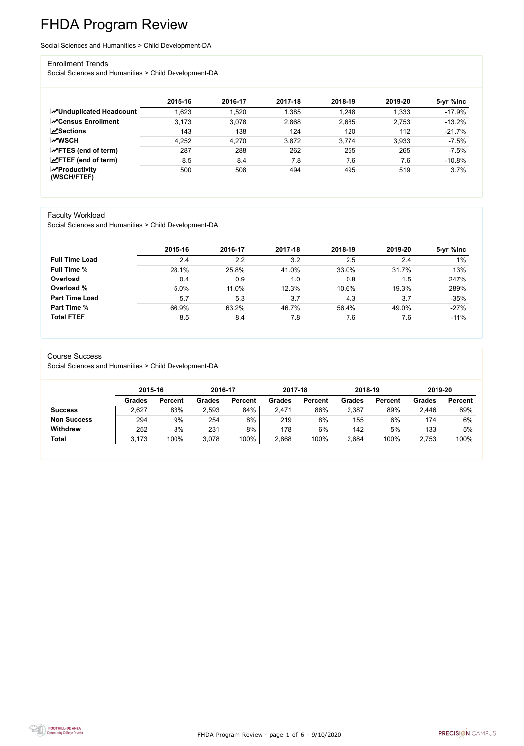# FHDA Program Review

Social Sciences and Humanities > Child Development-DA

## Enrollment Trends

Social Sciences and Humanities > Child Development-DA

| | 2015-16 | 2016-17 | 2017-18 | 2018-19 | 2019-20 | 5-yr %Inc |
|---|---|---|---|---|---|---|
| **Unduplicated Headcount** | 1,623 | 1,520 | 1,385 | 1,248 | 1,333 | -17.9% |
| **Census Enrollment** | 3,173 | 3,078 | 2,868 | 2,685 | 2,753 | -13.2% |
| **Sections** | 143 | 138 | 124 | 120 | 112 | -21.7% |
| **WSCH** | 4,252 | 4,270 | 3,872 | 3,774 | 3,933 | -7.5% |
| **FTES (end of term)** | 287 | 288 | 262 | 255 | 265 | -7.5% |
| **FTEF (end of term)** | 8.5 | 8.4 | 7.8 | 7.6 | 7.6 | -10.8% |
| **Productivity (WSCH/FTEF)** | 500 | 508 | 494 | 495 | 519 | 3.7% |

## Faculty Workload

Social Sciences and Humanities > Child Development-DA

| | 2015-16 | 2016-17 | 2017-18 | 2018-19 | 2019-20 | 5-yr %Inc |
|---|---|---|---|---|---|---|
| **Full Time Load** | 2.4 | 2.2 | 3.2 | 2.5 | 2.4 | 1% |
| **Full Time %** | 28.1% | 25.8% | 41.0% | 33.0% | 31.7% | 13% |
| **Overload** | 0.4 | 0.9 | 1.0 | 0.8 | 1.5 | 247% |
| **Overload %** | 5.0% | 11.0% | 12.3% | 10.6% | 19.3% | 289% |
| **Part Time Load** | 5.7 | 5.3 | 3.7 | 4.3 | 3.7 | -35% |
| **Part Time %** | 66.9% | 63.2% | 46.7% | 56.4% | 49.0% | -27% |
| **Total FTEF** | 8.5 | 8.4 | 7.8 | 7.6 | 7.6 | -11% |

## Course Success

Social Sciences and Humanities > Child Development-DA

| | 2015-16 | | 2016-17 | | 2017-18 | | 2018-19 | | 2019-20 | |
|---|---|---|---|---|---|---|---|---|---|---|
| | **Grades** | **Percent** | **Grades** | **Percent** | **Grades** | **Percent** | **Grades** | **Percent** | **Grades** | **Percent** |
| **Success** | 2,627 | 83% | 2,593 | 84% | 2,471 | 86% | 2,387 | 89% | 2,446 | 89% |
| **Non Success** | 294 | 9% | 254 | 8% | 219 | 8% | 155 | 6% | 174 | 6% |
| **Withdrew** | 252 | 8% | 231 | 8% | 178 | 6% | 142 | 5% | 133 | 5% |
| **Total** | 3,173 | 100% | 3,078 | 100% | 2,868 | 100% | 2,684 | 100% | 2,753 | 100% |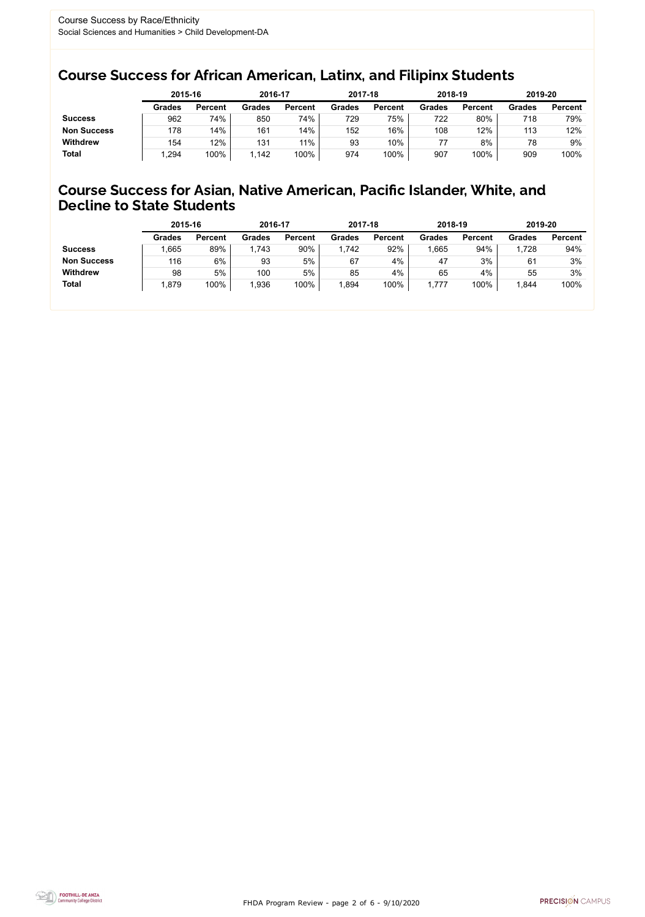Course Success by Race/Ethnicity
Social Sciences and Humanities > Child Development-DA

## Course Success for African American, Latinx, and Filipinx Students

| | 2015-16 | | 2016-17 | | 2017-18 | | 2018-19 | | 2019-20 | |
|---|---|---|---|---|---|---|---|---|---|---|
| | Grades | Percent | Grades | Percent | Grades | Percent | Grades | Percent | Grades | Percent |
| **Success** | 962 | 74% | 850 | 74% | 729 | 75% | 722 | 80% | 718 | 79% |
| **Non Success** | 178 | 14% | 161 | 14% | 152 | 16% | 108 | 12% | 113 | 12% |
| **Withdrew** | 154 | 12% | 131 | 11% | 93 | 10% | 77 | 8% | 78 | 9% |
| **Total** | 1,294 | 100% | 1,142 | 100% | 974 | 100% | 907 | 100% | 909 | 100% |

## Course Success for Asian, Native American, Pacific Islander, White, and Decline to State Students

| | 2015-16 | | 2016-17 | | 2017-18 | | 2018-19 | | 2019-20 | |
|---|---|---|---|---|---|---|---|---|---|---|
| | Grades | Percent | Grades | Percent | Grades | Percent | Grades | Percent | Grades | Percent |
| **Success** | 1,665 | 89% | 1,743 | 90% | 1,742 | 92% | 1,665 | 94% | 1,728 | 94% |
| **Non Success** | 116 | 6% | 93 | 5% | 67 | 4% | 47 | 3% | 61 | 3% |
| **Withdrew** | 98 | 5% | 100 | 5% | 85 | 4% | 65 | 4% | 55 | 3% |
| **Total** | 1,879 | 100% | 1,936 | 100% | 1,894 | 100% | 1,777 | 100% | 1,844 | 100% |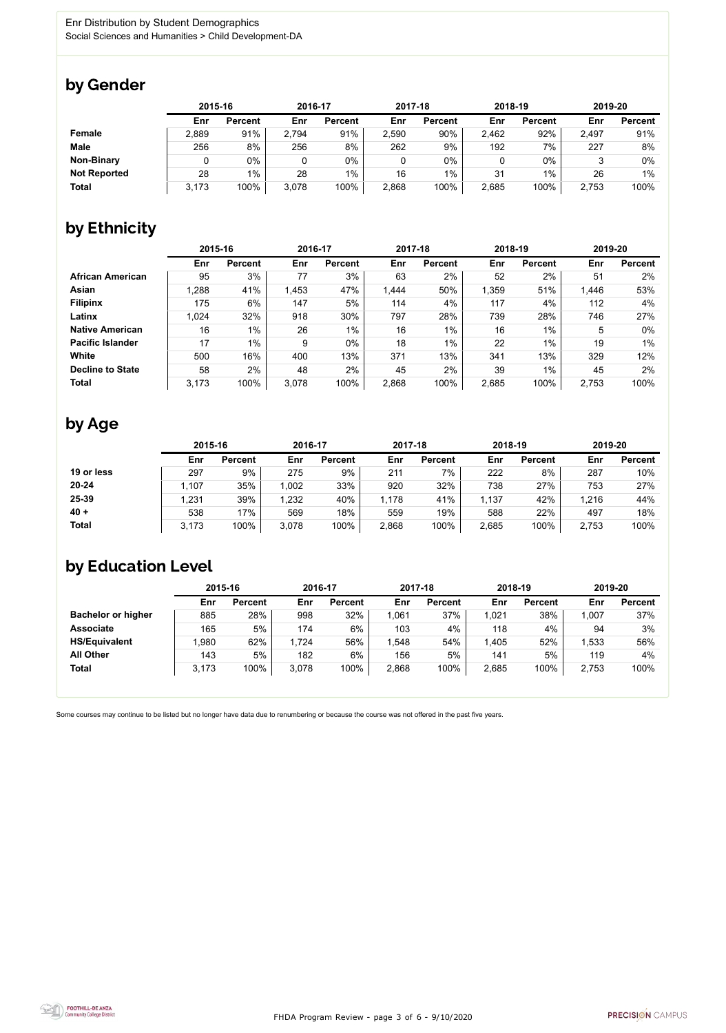Enr Distribution by Student Demographics

Social Sciences and Humanities > Child Development-DA

# by Gender

| | 2015-16 | | 2016-17 | | 2017-18 | | 2018-19 | | 2019-20 | |
|---|---|---|---|---|---|---|---|---|---|---|
| | Enr | Percent | Enr | Percent | Enr | Percent | Enr | Percent | Enr | Percent |
| **Female** | 2,889 | 91% | 2,794 | 91% | 2,590 | 90% | 2,462 | 92% | 2,497 | 91% |
| **Male** | 256 | 8% | 256 | 8% | 262 | 9% | 192 | 7% | 227 | 8% |
| **Non-Binary** | 0 | 0% | 0 | 0% | 0 | 0% | 0 | 0% | 3 | 0% |
| **Not Reported** | 28 | 1% | 28 | 1% | 16 | 1% | 31 | 1% | 26 | 1% |
| **Total** | 3,173 | 100% | 3,078 | 100% | 2,868 | 100% | 2,685 | 100% | 2,753 | 100% |

# by Ethnicity

| | 2015-16 | | 2016-17 | | 2017-18 | | 2018-19 | | 2019-20 | |
|---|---|---|---|---|---|---|---|---|---|---|
| | Enr | Percent | Enr | Percent | Enr | Percent | Enr | Percent | Enr | Percent |
| **African American** | 95 | 3% | 77 | 3% | 63 | 2% | 52 | 2% | 51 | 2% |
| **Asian** | 1,288 | 41% | 1,453 | 47% | 1,444 | 50% | 1,359 | 51% | 1,446 | 53% |
| **Filipinx** | 175 | 6% | 147 | 5% | 114 | 4% | 117 | 4% | 112 | 4% |
| **Latinx** | 1,024 | 32% | 918 | 30% | 797 | 28% | 739 | 28% | 746 | 27% |
| **Native American** | 16 | 1% | 26 | 1% | 16 | 1% | 16 | 1% | 5 | 0% |
| **Pacific Islander** | 17 | 1% | 9 | 0% | 18 | 1% | 22 | 1% | 19 | 1% |
| **White** | 500 | 16% | 400 | 13% | 371 | 13% | 341 | 13% | 329 | 12% |
| **Decline to State** | 58 | 2% | 48 | 2% | 45 | 2% | 39 | 1% | 45 | 2% |
| **Total** | 3,173 | 100% | 3,078 | 100% | 2,868 | 100% | 2,685 | 100% | 2,753 | 100% |

# by Age

| | 2015-16 | | 2016-17 | | 2017-18 | | 2018-19 | | 2019-20 | |
|---|---|---|---|---|---|---|---|---|---|---|
| | Enr | Percent | Enr | Percent | Enr | Percent | Enr | Percent | Enr | Percent |
| **19 or less** | 297 | 9% | 275 | 9% | 211 | 7% | 222 | 8% | 287 | 10% |
| **20-24** | 1,107 | 35% | 1,002 | 33% | 920 | 32% | 738 | 27% | 753 | 27% |
| **25-39** | 1,231 | 39% | 1,232 | 40% | 1,178 | 41% | 1,137 | 42% | 1,216 | 44% |
| **40 +** | 538 | 17% | 569 | 18% | 559 | 19% | 588 | 22% | 497 | 18% |
| **Total** | 3,173 | 100% | 3,078 | 100% | 2,868 | 100% | 2,685 | 100% | 2,753 | 100% |

# by Education Level

| | 2015-16 | | 2016-17 | | 2017-18 | | 2018-19 | | 2019-20 | |
|---|---|---|---|---|---|---|---|---|---|---|
| | Enr | Percent | Enr | Percent | Enr | Percent | Enr | Percent | Enr | Percent |
| **Bachelor or higher** | 885 | 28% | 998 | 32% | 1,061 | 37% | 1,021 | 38% | 1,007 | 37% |
| **Associate** | 165 | 5% | 174 | 6% | 103 | 4% | 118 | 4% | 94 | 3% |
| **HS/Equivalent** | 1,980 | 62% | 1,724 | 56% | 1,548 | 54% | 1,405 | 52% | 1,533 | 56% |
| **All Other** | 143 | 5% | 182 | 6% | 156 | 5% | 141 | 5% | 119 | 4% |
| **Total** | 3,173 | 100% | 3,078 | 100% | 2,868 | 100% | 2,685 | 100% | 2,753 | 100% |

Some courses may continue to be listed but no longer have data due to renumbering or because the course was not offered in the past five years.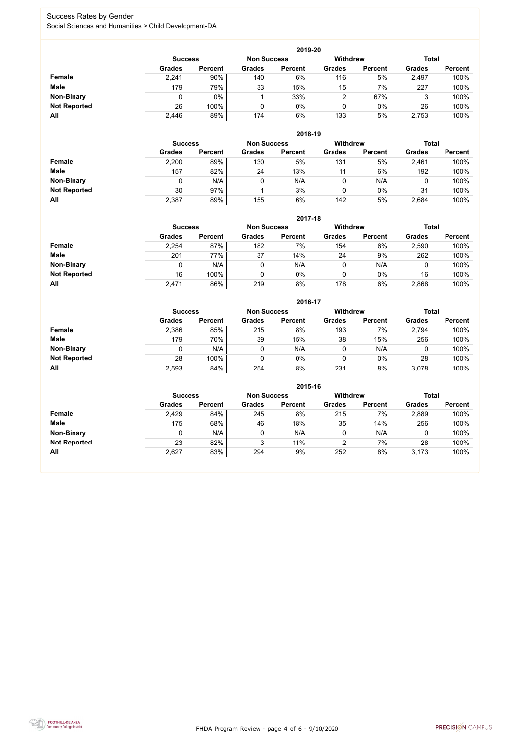# Success Rates by Gender

Social Sciences and Humanities > Child Development-DA

## 2019-20

| | Success | | Non Success | | Withdrew | | Total | |
|---|---|---|---|---|---|---|---|---|
| | Grades | Percent | Grades | Percent | Grades | Percent | Grades | Percent |
| **Female** | 2,241 | 90% | 140 | 6% | 116 | 5% | 2,497 | 100% |
| **Male** | 179 | 79% | 33 | 15% | 15 | 7% | 227 | 100% |
| **Non-Binary** | 0 | 0% | 1 | 33% | 2 | 67% | 3 | 100% |
| **Not Reported** | 26 | 100% | 0 | 0% | 0 | 0% | 26 | 100% |
| **All** | 2,446 | 89% | 174 | 6% | 133 | 5% | 2,753 | 100% |

## 2018-19

| | Success | | Non Success | | Withdrew | | Total | |
|---|---|---|---|---|---|---|---|---|
| | Grades | Percent | Grades | Percent | Grades | Percent | Grades | Percent |
| **Female** | 2,200 | 89% | 130 | 5% | 131 | 5% | 2,461 | 100% |
| **Male** | 157 | 82% | 24 | 13% | 11 | 6% | 192 | 100% |
| **Non-Binary** | 0 | N/A | 0 | N/A | 0 | N/A | 0 | 100% |
| **Not Reported** | 30 | 97% | 1 | 3% | 0 | 0% | 31 | 100% |
| **All** | 2,387 | 89% | 155 | 6% | 142 | 5% | 2,684 | 100% |

## 2017-18

| | Success | | Non Success | | Withdrew | | Total | |
|---|---|---|---|---|---|---|---|---|
| | Grades | Percent | Grades | Percent | Grades | Percent | Grades | Percent |
| **Female** | 2,254 | 87% | 182 | 7% | 154 | 6% | 2,590 | 100% |
| **Male** | 201 | 77% | 37 | 14% | 24 | 9% | 262 | 100% |
| **Non-Binary** | 0 | N/A | 0 | N/A | 0 | N/A | 0 | 100% |
| **Not Reported** | 16 | 100% | 0 | 0% | 0 | 0% | 16 | 100% |
| **All** | 2,471 | 86% | 219 | 8% | 178 | 6% | 2,868 | 100% |

## 2016-17

| | Success | | Non Success | | Withdrew | | Total | |
|---|---|---|---|---|---|---|---|---|
| | Grades | Percent | Grades | Percent | Grades | Percent | Grades | Percent |
| **Female** | 2,386 | 85% | 215 | 8% | 193 | 7% | 2,794 | 100% |
| **Male** | 179 | 70% | 39 | 15% | 38 | 15% | 256 | 100% |
| **Non-Binary** | 0 | N/A | 0 | N/A | 0 | N/A | 0 | 100% |
| **Not Reported** | 28 | 100% | 0 | 0% | 0 | 0% | 28 | 100% |
| **All** | 2,593 | 84% | 254 | 8% | 231 | 8% | 3,078 | 100% |

## 2015-16

| | Success | | Non Success | | Withdrew | | Total | |
|---|---|---|---|---|---|---|---|---|
| | Grades | Percent | Grades | Percent | Grades | Percent | Grades | Percent |
| **Female** | 2,429 | 84% | 245 | 8% | 215 | 7% | 2,889 | 100% |
| **Male** | 175 | 68% | 46 | 18% | 35 | 14% | 256 | 100% |
| **Non-Binary** | 0 | N/A | 0 | N/A | 0 | N/A | 0 | 100% |
| **Not Reported** | 23 | 82% | 3 | 11% | 2 | 7% | 28 | 100% |
| **All** | 2,627 | 83% | 294 | 9% | 252 | 8% | 3,173 | 100% |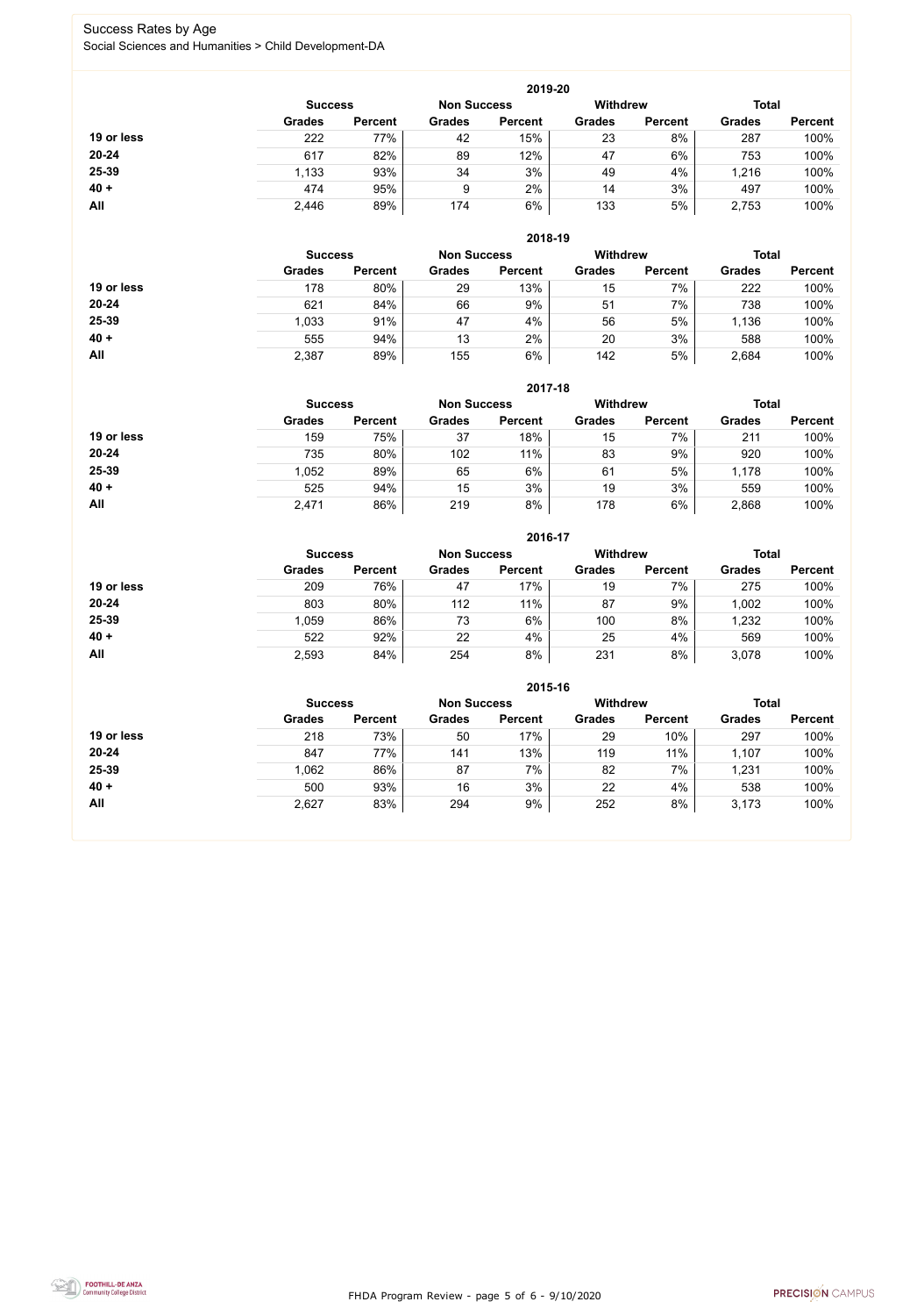# Success Rates by Age

Social Sciences and Humanities > Child Development-DA

### 2019-20

| | Success | | Non Success | | Withdrew | | Total | |
|---|---|---|---|---|---|---|---|---|
| | Grades | Percent | Grades | Percent | Grades | Percent | Grades | Percent |
| **19 or less** | 222 | 77% | 42 | 15% | 23 | 8% | 287 | 100% |
| **20-24** | 617 | 82% | 89 | 12% | 47 | 6% | 753 | 100% |
| **25-39** | 1,133 | 93% | 34 | 3% | 49 | 4% | 1,216 | 100% |
| **40 +** | 474 | 95% | 9 | 2% | 14 | 3% | 497 | 100% |
| **All** | 2,446 | 89% | 174 | 6% | 133 | 5% | 2,753 | 100% |

### 2018-19

| | Success | | Non Success | | Withdrew | | Total | |
|---|---|---|---|---|---|---|---|---|
| | Grades | Percent | Grades | Percent | Grades | Percent | Grades | Percent |
| **19 or less** | 178 | 80% | 29 | 13% | 15 | 7% | 222 | 100% |
| **20-24** | 621 | 84% | 66 | 9% | 51 | 7% | 738 | 100% |
| **25-39** | 1,033 | 91% | 47 | 4% | 56 | 5% | 1,136 | 100% |
| **40 +** | 555 | 94% | 13 | 2% | 20 | 3% | 588 | 100% |
| **All** | 2,387 | 89% | 155 | 6% | 142 | 5% | 2,684 | 100% |

### 2017-18

| | Success | | Non Success | | Withdrew | | Total | |
|---|---|---|---|---|---|---|---|---|
| | Grades | Percent | Grades | Percent | Grades | Percent | Grades | Percent |
| **19 or less** | 159 | 75% | 37 | 18% | 15 | 7% | 211 | 100% |
| **20-24** | 735 | 80% | 102 | 11% | 83 | 9% | 920 | 100% |
| **25-39** | 1,052 | 89% | 65 | 6% | 61 | 5% | 1,178 | 100% |
| **40 +** | 525 | 94% | 15 | 3% | 19 | 3% | 559 | 100% |
| **All** | 2,471 | 86% | 219 | 8% | 178 | 6% | 2,868 | 100% |

### 2016-17

| | Success | | Non Success | | Withdrew | | Total | |
|---|---|---|---|---|---|---|---|---|
| | Grades | Percent | Grades | Percent | Grades | Percent | Grades | Percent |
| **19 or less** | 209 | 76% | 47 | 17% | 19 | 7% | 275 | 100% |
| **20-24** | 803 | 80% | 112 | 11% | 87 | 9% | 1,002 | 100% |
| **25-39** | 1,059 | 86% | 73 | 6% | 100 | 8% | 1,232 | 100% |
| **40 +** | 522 | 92% | 22 | 4% | 25 | 4% | 569 | 100% |
| **All** | 2,593 | 84% | 254 | 8% | 231 | 8% | 3,078 | 100% |

### 2015-16

| | Success | | Non Success | | Withdrew | | Total | |
|---|---|---|---|---|---|---|---|---|
| | Grades | Percent | Grades | Percent | Grades | Percent | Grades | Percent |
| **19 or less** | 218 | 73% | 50 | 17% | 29 | 10% | 297 | 100% |
| **20-24** | 847 | 77% | 141 | 13% | 119 | 11% | 1,107 | 100% |
| **25-39** | 1,062 | 86% | 87 | 7% | 82 | 7% | 1,231 | 100% |
| **40 +** | 500 | 93% | 16 | 3% | 22 | 4% | 538 | 100% |
| **All** | 2,627 | 83% | 294 | 9% | 252 | 8% | 3,173 | 100% |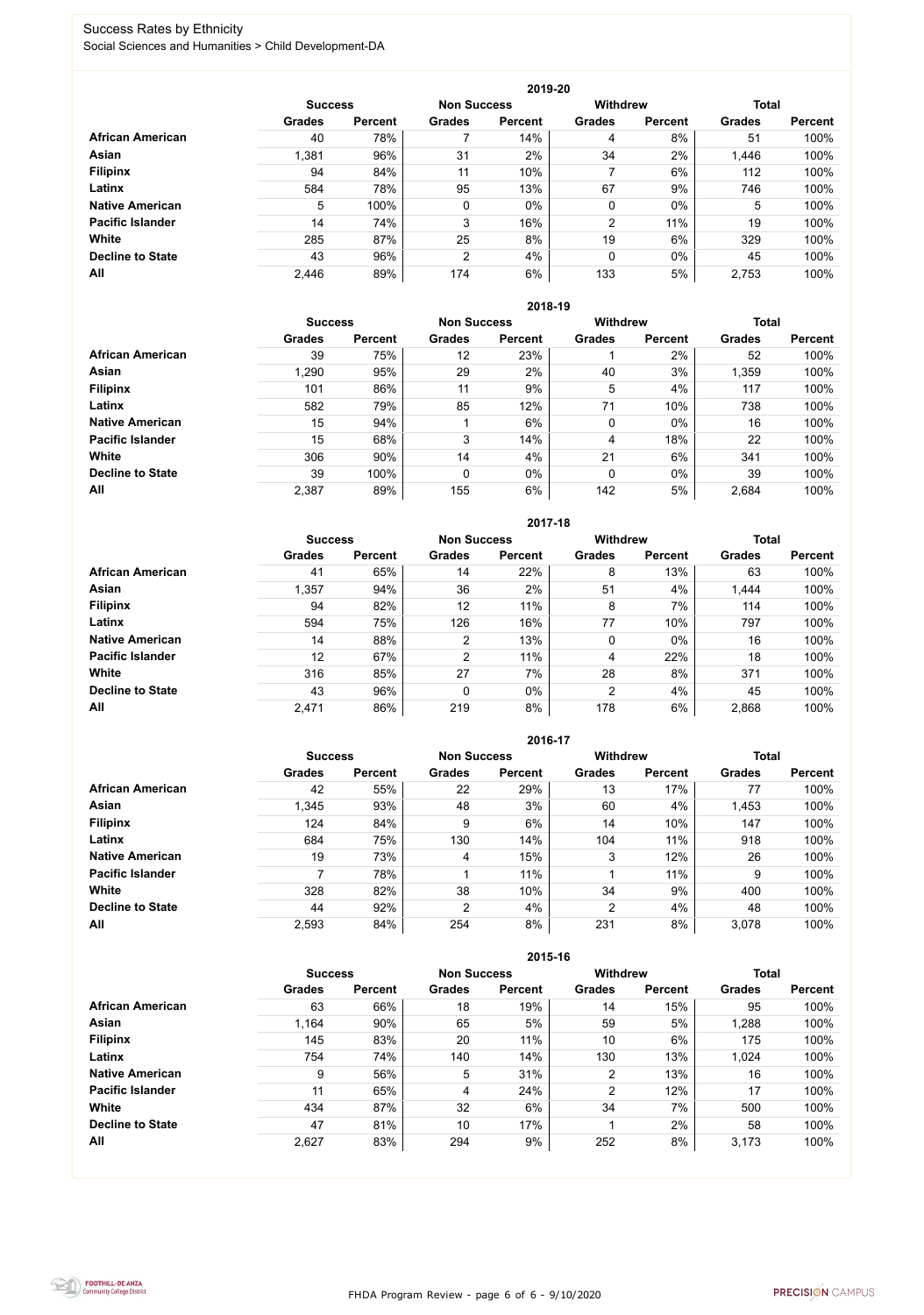# Success Rates by Ethnicity

Social Sciences and Humanities > Child Development-DA

## 2019-20

| | Success | | Non Success | | Withdrew | | Total | |
|---|---|---|---|---|---|---|---|---|
| | Grades | Percent | Grades | Percent | Grades | Percent | Grades | Percent |
| **African American** | 40 | 78% | 7 | 14% | 4 | 8% | 51 | 100% |
| **Asian** | 1,381 | 96% | 31 | 2% | 34 | 2% | 1,446 | 100% |
| **Filipinx** | 94 | 84% | 11 | 10% | 7 | 6% | 112 | 100% |
| **Latinx** | 584 | 78% | 95 | 13% | 67 | 9% | 746 | 100% |
| **Native American** | 5 | 100% | 0 | 0% | 0 | 0% | 5 | 100% |
| **Pacific Islander** | 14 | 74% | 3 | 16% | 2 | 11% | 19 | 100% |
| **White** | 285 | 87% | 25 | 8% | 19 | 6% | 329 | 100% |
| **Decline to State** | 43 | 96% | 2 | 4% | 0 | 0% | 45 | 100% |
| **All** | 2,446 | 89% | 174 | 6% | 133 | 5% | 2,753 | 100% |

## 2018-19

| | Success | | Non Success | | Withdrew | | Total | |
|---|---|---|---|---|---|---|---|---|
| | Grades | Percent | Grades | Percent | Grades | Percent | Grades | Percent |
| **African American** | 39 | 75% | 12 | 23% | 1 | 2% | 52 | 100% |
| **Asian** | 1,290 | 95% | 29 | 2% | 40 | 3% | 1,359 | 100% |
| **Filipinx** | 101 | 86% | 11 | 9% | 5 | 4% | 117 | 100% |
| **Latinx** | 582 | 79% | 85 | 12% | 71 | 10% | 738 | 100% |
| **Native American** | 15 | 94% | 1 | 6% | 0 | 0% | 16 | 100% |
| **Pacific Islander** | 15 | 68% | 3 | 14% | 4 | 18% | 22 | 100% |
| **White** | 306 | 90% | 14 | 4% | 21 | 6% | 341 | 100% |
| **Decline to State** | 39 | 100% | 0 | 0% | 0 | 0% | 39 | 100% |
| **All** | 2,387 | 89% | 155 | 6% | 142 | 5% | 2,684 | 100% |

## 2017-18

| | Success | | Non Success | | Withdrew | | Total | |
|---|---|---|---|---|---|---|---|---|
| | Grades | Percent | Grades | Percent | Grades | Percent | Grades | Percent |
| **African American** | 41 | 65% | 14 | 22% | 8 | 13% | 63 | 100% |
| **Asian** | 1,357 | 94% | 36 | 2% | 51 | 4% | 1,444 | 100% |
| **Filipinx** | 94 | 82% | 12 | 11% | 8 | 7% | 114 | 100% |
| **Latinx** | 594 | 75% | 126 | 16% | 77 | 10% | 797 | 100% |
| **Native American** | 14 | 88% | 2 | 13% | 0 | 0% | 16 | 100% |
| **Pacific Islander** | 12 | 67% | 2 | 11% | 4 | 22% | 18 | 100% |
| **White** | 316 | 85% | 27 | 7% | 28 | 8% | 371 | 100% |
| **Decline to State** | 43 | 96% | 0 | 0% | 2 | 4% | 45 | 100% |
| **All** | 2,471 | 86% | 219 | 8% | 178 | 6% | 2,868 | 100% |

## 2016-17

| | Success | | Non Success | | Withdrew | | Total | |
|---|---|---|---|---|---|---|---|---|
| | Grades | Percent | Grades | Percent | Grades | Percent | Grades | Percent |
| **African American** | 42 | 55% | 22 | 29% | 13 | 17% | 77 | 100% |
| **Asian** | 1,345 | 93% | 48 | 3% | 60 | 4% | 1,453 | 100% |
| **Filipinx** | 124 | 84% | 9 | 6% | 14 | 10% | 147 | 100% |
| **Latinx** | 684 | 75% | 130 | 14% | 104 | 11% | 918 | 100% |
| **Native American** | 19 | 73% | 4 | 15% | 3 | 12% | 26 | 100% |
| **Pacific Islander** | 7 | 78% | 1 | 11% | 1 | 11% | 9 | 100% |
| **White** | 328 | 82% | 38 | 10% | 34 | 9% | 400 | 100% |
| **Decline to State** | 44 | 92% | 2 | 4% | 2 | 4% | 48 | 100% |
| **All** | 2,593 | 84% | 254 | 8% | 231 | 8% | 3,078 | 100% |

## 2015-16

| | Success | | Non Success | | Withdrew | | Total | |
|---|---|---|---|---|---|---|---|---|
| | Grades | Percent | Grades | Percent | Grades | Percent | Grades | Percent |
| **African American** | 63 | 66% | 18 | 19% | 14 | 15% | 95 | 100% |
| **Asian** | 1,164 | 90% | 65 | 5% | 59 | 5% | 1,288 | 100% |
| **Filipinx** | 145 | 83% | 20 | 11% | 10 | 6% | 175 | 100% |
| **Latinx** | 754 | 74% | 140 | 14% | 130 | 13% | 1,024 | 100% |
| **Native American** | 9 | 56% | 5 | 31% | 2 | 13% | 16 | 100% |
| **Pacific Islander** | 11 | 65% | 4 | 24% | 2 | 12% | 17 | 100% |
| **White** | 434 | 87% | 32 | 6% | 34 | 7% | 500 | 100% |
| **Decline to State** | 47 | 81% | 10 | 17% | 1 | 2% | 58 | 100% |
| **All** | 2,627 | 83% | 294 | 9% | 252 | 8% | 3,173 | 100% |